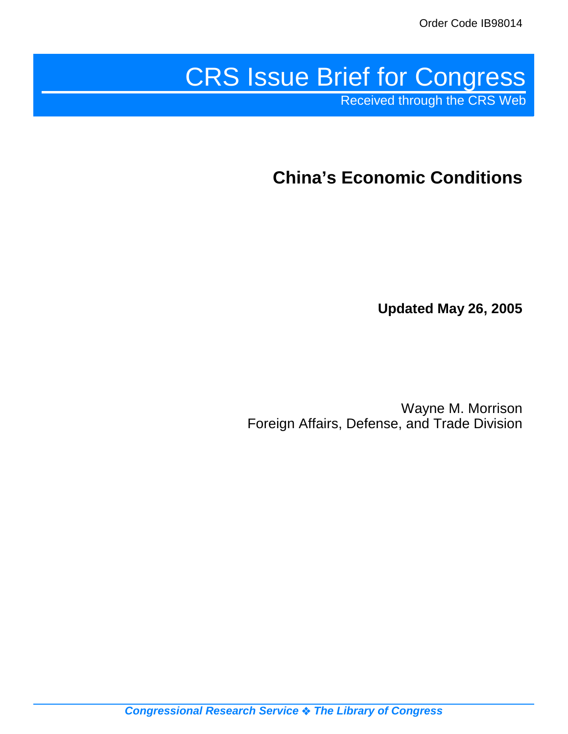Order Code IB98014

# CRS Issue Brief for Congress

Received through the CRS Web

## China's Economic Conditions

**Updated May 26, 2005**

Wayne M. Morrison
Foreign Affairs, Defense, and Trade Division

*Congressional Research Service ❖ The Library of Congress*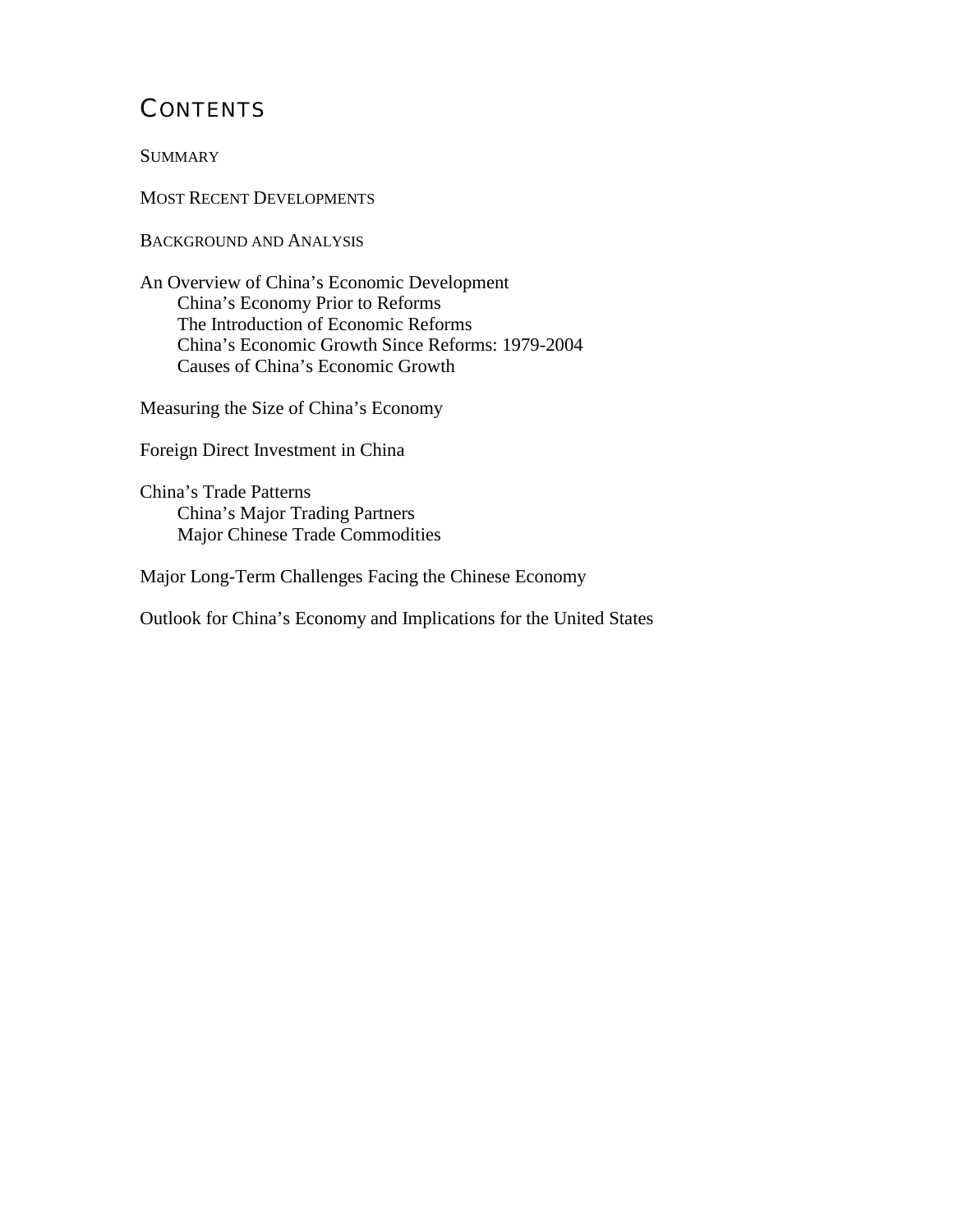# CONTENTS

SUMMARY

MOST RECENT DEVELOPMENTS

BACKGROUND AND ANALYSIS

An Overview of China's Economic Development
- China's Economy Prior to Reforms
- The Introduction of Economic Reforms
- China's Economic Growth Since Reforms: 1979-2004
- Causes of China's Economic Growth

Measuring the Size of China's Economy

Foreign Direct Investment in China

China's Trade Patterns
- China's Major Trading Partners
- Major Chinese Trade Commodities

Major Long-Term Challenges Facing the Chinese Economy

Outlook for China's Economy and Implications for the United States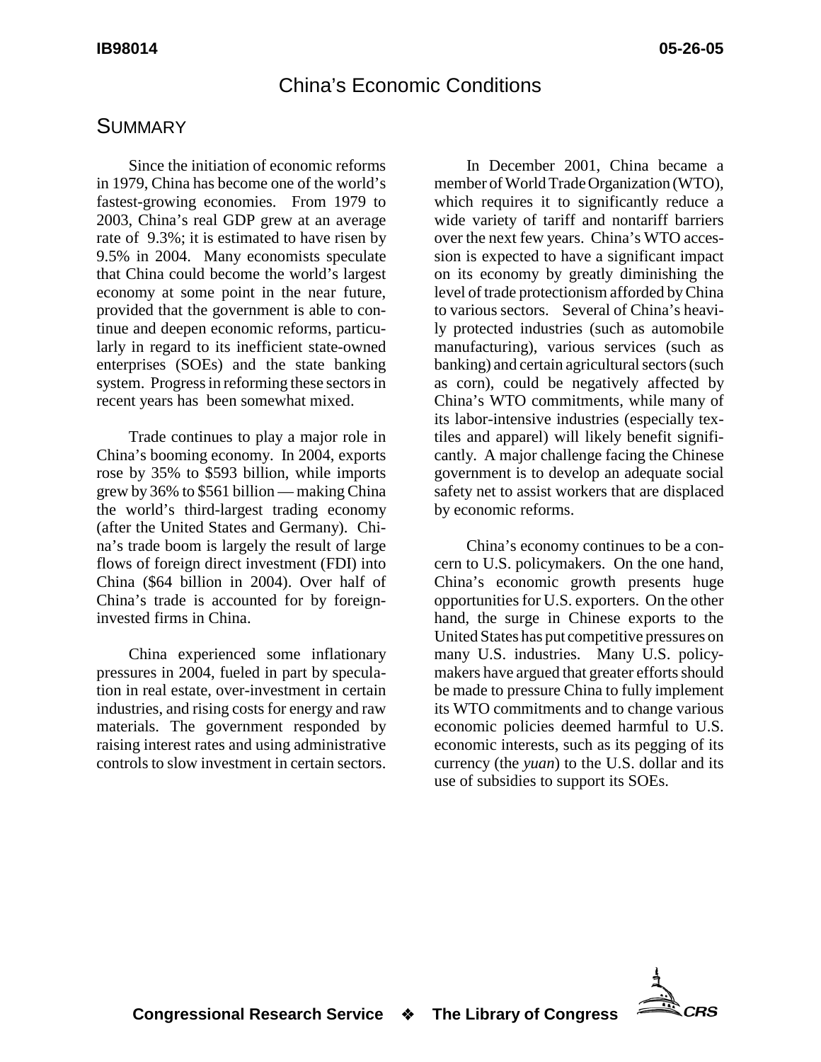# China's Economic Conditions

## Summary

Since the initiation of economic reforms in 1979, China has become one of the world's fastest-growing economies. From 1979 to 2003, China's real GDP grew at an average rate of 9.3%; it is estimated to have risen by 9.5% in 2004. Many economists speculate that China could become the world's largest economy at some point in the near future, provided that the government is able to continue and deepen economic reforms, particularly in regard to its inefficient state-owned enterprises (SOEs) and the state banking system. Progress in reforming these sectors in recent years has been somewhat mixed.

Trade continues to play a major role in China's booming economy. In 2004, exports rose by 35% to \$593 billion, while imports grew by 36% to \$561 billion — making China the world's third-largest trading economy (after the United States and Germany). China's trade boom is largely the result of large flows of foreign direct investment (FDI) into China (\$64 billion in 2004). Over half of China's trade is accounted for by foreign-invested firms in China.

China experienced some inflationary pressures in 2004, fueled in part by speculation in real estate, over-investment in certain industries, and rising costs for energy and raw materials. The government responded by raising interest rates and using administrative controls to slow investment in certain sectors.

In December 2001, China became a member of World Trade Organization (WTO), which requires it to significantly reduce a wide variety of tariff and nontariff barriers over the next few years. China's WTO accession is expected to have a significant impact on its economy by greatly diminishing the level of trade protectionism afforded by China to various sectors. Several of China's heavily protected industries (such as automobile manufacturing), various services (such as banking) and certain agricultural sectors (such as corn), could be negatively affected by China's WTO commitments, while many of its labor-intensive industries (especially textiles and apparel) will likely benefit significantly. A major challenge facing the Chinese government is to develop an adequate social safety net to assist workers that are displaced by economic reforms.

China's economy continues to be a concern to U.S. policymakers. On the one hand, China's economic growth presents huge opportunities for U.S. exporters. On the other hand, the surge in Chinese exports to the United States has put competitive pressures on many U.S. industries. Many U.S. policymakers have argued that greater efforts should be made to pressure China to fully implement its WTO commitments and to change various economic policies deemed harmful to U.S. economic interests, such as its pegging of its currency (the *yuan*) to the U.S. dollar and its use of subsidies to support its SOEs.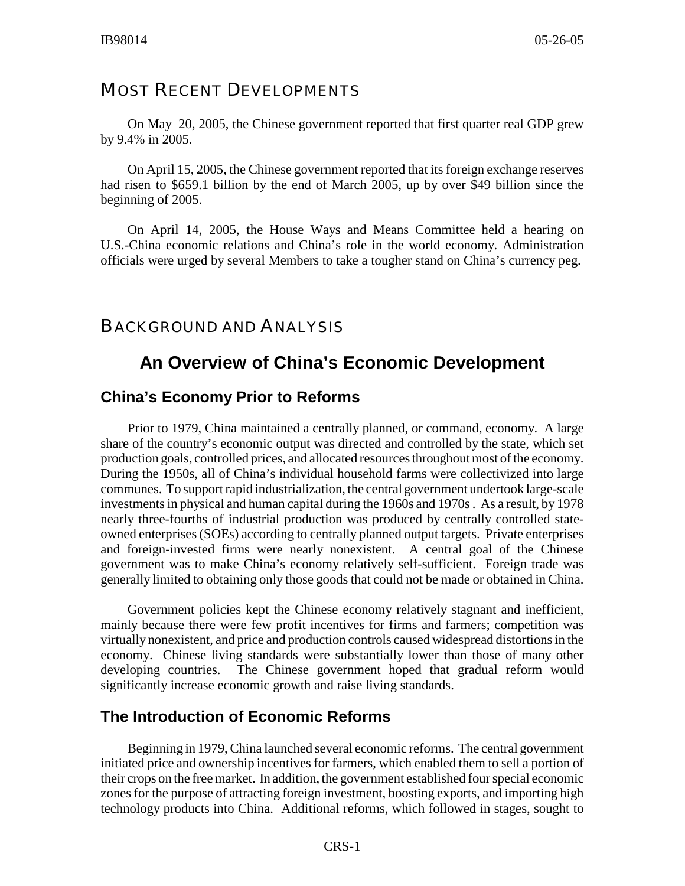## MOST RECENT DEVELOPMENTS

On May 20, 2005, the Chinese government reported that first quarter real GDP grew by 9.4% in 2005.

On April 15, 2005, the Chinese government reported that its foreign exchange reserves had risen to $659.1 billion by the end of March 2005, up by over $49 billion since the beginning of 2005.

On April 14, 2005, the House Ways and Means Committee held a hearing on U.S.-China economic relations and China's role in the world economy. Administration officials were urged by several Members to take a tougher stand on China's currency peg.

## BACKGROUND AND ANALYSIS

# An Overview of China's Economic Development

### China's Economy Prior to Reforms

Prior to 1979, China maintained a centrally planned, or command, economy. A large share of the country's economic output was directed and controlled by the state, which set production goals, controlled prices, and allocated resources throughout most of the economy. During the 1950s, all of China's individual household farms were collectivized into large communes. To support rapid industrialization, the central government undertook large-scale investments in physical and human capital during the 1960s and 1970s . As a result, by 1978 nearly three-fourths of industrial production was produced by centrally controlled state-owned enterprises (SOEs) according to centrally planned output targets. Private enterprises and foreign-invested firms were nearly nonexistent. A central goal of the Chinese government was to make China's economy relatively self-sufficient. Foreign trade was generally limited to obtaining only those goods that could not be made or obtained in China.

Government policies kept the Chinese economy relatively stagnant and inefficient, mainly because there were few profit incentives for firms and farmers; competition was virtually nonexistent, and price and production controls caused widespread distortions in the economy. Chinese living standards were substantially lower than those of many other developing countries. The Chinese government hoped that gradual reform would significantly increase economic growth and raise living standards.

### The Introduction of Economic Reforms

Beginning in 1979, China launched several economic reforms. The central government initiated price and ownership incentives for farmers, which enabled them to sell a portion of their crops on the free market. In addition, the government established four special economic zones for the purpose of attracting foreign investment, boosting exports, and importing high technology products into China. Additional reforms, which followed in stages, sought to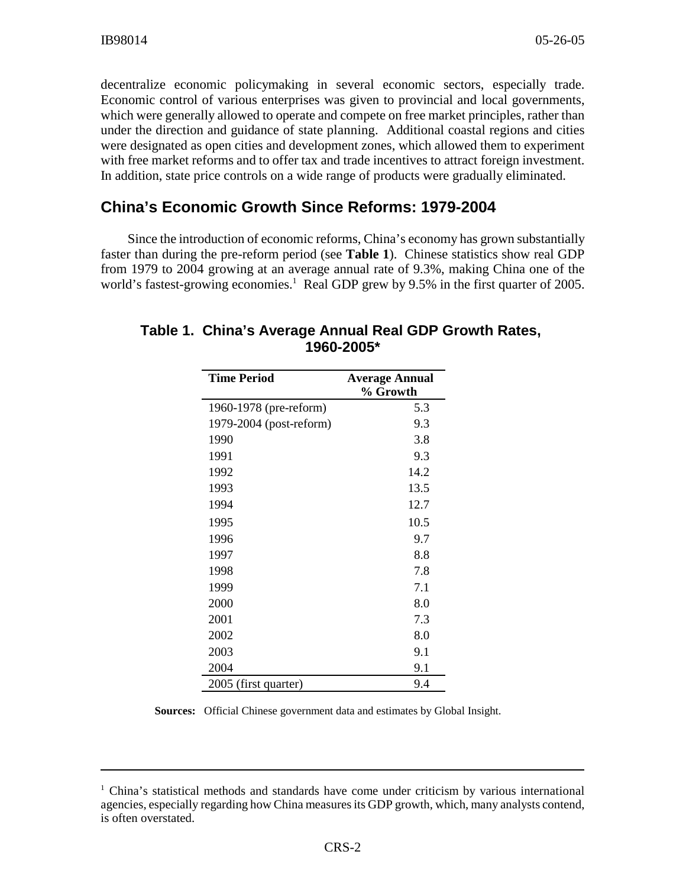decentralize economic policymaking in several economic sectors, especially trade. Economic control of various enterprises was given to provincial and local governments, which were generally allowed to operate and compete on free market principles, rather than under the direction and guidance of state planning. Additional coastal regions and cities were designated as open cities and development zones, which allowed them to experiment with free market reforms and to offer tax and trade incentives to attract foreign investment. In addition, state price controls on a wide range of products were gradually eliminated.

## China's Economic Growth Since Reforms: 1979-2004

Since the introduction of economic reforms, China's economy has grown substantially faster than during the pre-reform period (see **Table 1**). Chinese statistics show real GDP from 1979 to 2004 growing at an average annual rate of 9.3%, making China one of the world's fastest-growing economies.[1] Real GDP grew by 9.5% in the first quarter of 2005.

**Table 1. China's Average Annual Real GDP Growth Rates, 1960-2005***

| Time Period | Average Annual % Growth |
|---|---|
| 1960-1978 (pre-reform) | 5.3 |
| 1979-2004 (post-reform) | 9.3 |
| 1990 | 3.8 |
| 1991 | 9.3 |
| 1992 | 14.2 |
| 1993 | 13.5 |
| 1994 | 12.7 |
| 1995 | 10.5 |
| 1996 | 9.7 |
| 1997 | 8.8 |
| 1998 | 7.8 |
| 1999 | 7.1 |
| 2000 | 8.0 |
| 2001 | 7.3 |
| 2002 | 8.0 |
| 2003 | 9.1 |
| 2004 | 9.1 |
| 2005 (first quarter) | 9.4 |

**Sources:** Official Chinese government data and estimates by Global Insight.

[1] China's statistical methods and standards have come under criticism by various international agencies, especially regarding how China measures its GDP growth, which, many analysts contend, is often overstated.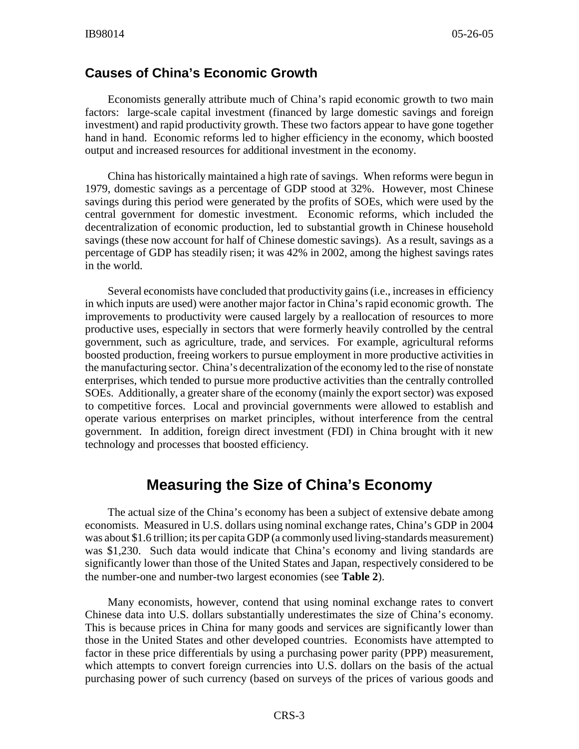### Causes of China's Economic Growth

Economists generally attribute much of China's rapid economic growth to two main factors: large-scale capital investment (financed by large domestic savings and foreign investment) and rapid productivity growth. These two factors appear to have gone together hand in hand. Economic reforms led to higher efficiency in the economy, which boosted output and increased resources for additional investment in the economy.

China has historically maintained a high rate of savings. When reforms were begun in 1979, domestic savings as a percentage of GDP stood at 32%. However, most Chinese savings during this period were generated by the profits of SOEs, which were used by the central government for domestic investment. Economic reforms, which included the decentralization of economic production, led to substantial growth in Chinese household savings (these now account for half of Chinese domestic savings). As a result, savings as a percentage of GDP has steadily risen; it was 42% in 2002, among the highest savings rates in the world.

Several economists have concluded that productivity gains (i.e., increases in efficiency in which inputs are used) were another major factor in China's rapid economic growth. The improvements to productivity were caused largely by a reallocation of resources to more productive uses, especially in sectors that were formerly heavily controlled by the central government, such as agriculture, trade, and services. For example, agricultural reforms boosted production, freeing workers to pursue employment in more productive activities in the manufacturing sector. China's decentralization of the economy led to the rise of nonstate enterprises, which tended to pursue more productive activities than the centrally controlled SOEs. Additionally, a greater share of the economy (mainly the export sector) was exposed to competitive forces. Local and provincial governments were allowed to establish and operate various enterprises on market principles, without interference from the central government. In addition, foreign direct investment (FDI) in China brought with it new technology and processes that boosted efficiency.

## Measuring the Size of China's Economy

The actual size of the China's economy has been a subject of extensive debate among economists. Measured in U.S. dollars using nominal exchange rates, China's GDP in 2004 was about $1.6 trillion; its per capita GDP (a commonly used living-standards measurement) was $1,230. Such data would indicate that China's economy and living standards are significantly lower than those of the United States and Japan, respectively considered to be the number-one and number-two largest economies (see **Table 2**).

Many economists, however, contend that using nominal exchange rates to convert Chinese data into U.S. dollars substantially underestimates the size of China's economy. This is because prices in China for many goods and services are significantly lower than those in the United States and other developed countries. Economists have attempted to factor in these price differentials by using a purchasing power parity (PPP) measurement, which attempts to convert foreign currencies into U.S. dollars on the basis of the actual purchasing power of such currency (based on surveys of the prices of various goods and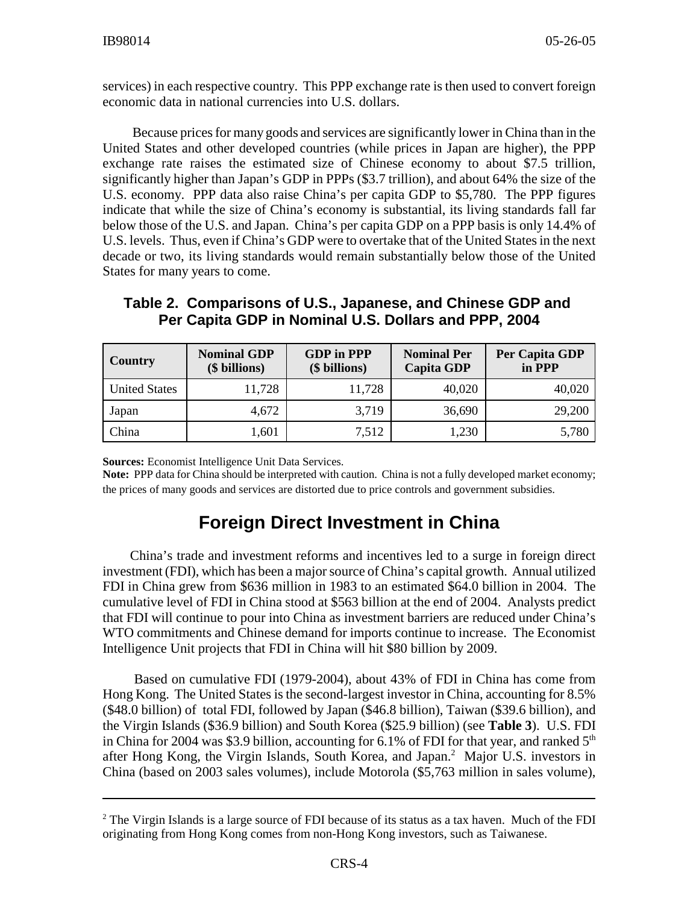services) in each respective country. This PPP exchange rate is then used to convert foreign economic data in national currencies into U.S. dollars.

Because prices for many goods and services are significantly lower in China than in the United States and other developed countries (while prices in Japan are higher), the PPP exchange rate raises the estimated size of Chinese economy to about \$7.5 trillion, significantly higher than Japan's GDP in PPPs (\$3.7 trillion), and about 64% the size of the U.S. economy. PPP data also raise China's per capita GDP to \$5,780. The PPP figures indicate that while the size of China's economy is substantial, its living standards fall far below those of the U.S. and Japan. China's per capita GDP on a PPP basis is only 14.4% of U.S. levels. Thus, even if China's GDP were to overtake that of the United States in the next decade or two, its living standards would remain substantially below those of the United States for many years to come.

**Table 2. Comparisons of U.S., Japanese, and Chinese GDP and Per Capita GDP in Nominal U.S. Dollars and PPP, 2004**

| Country | Nominal GDP ($ billions) | GDP in PPP ($ billions) | Nominal Per Capita GDP | Per Capita GDP in PPP |
|---|---|---|---|---|
| United States | 11,728 | 11,728 | 40,020 | 40,020 |
| Japan | 4,672 | 3,719 | 36,690 | 29,200 |
| China | 1,601 | 7,512 | 1,230 | 5,780 |

**Sources:** Economist Intelligence Unit Data Services.
**Note:** PPP data for China should be interpreted with caution. China is not a fully developed market economy; the prices of many goods and services are distorted due to price controls and government subsidies.

## Foreign Direct Investment in China

China's trade and investment reforms and incentives led to a surge in foreign direct investment (FDI), which has been a major source of China's capital growth. Annual utilized FDI in China grew from \$636 million in 1983 to an estimated \$64.0 billion in 2004. The cumulative level of FDI in China stood at \$563 billion at the end of 2004. Analysts predict that FDI will continue to pour into China as investment barriers are reduced under China's WTO commitments and Chinese demand for imports continue to increase. The Economist Intelligence Unit projects that FDI in China will hit \$80 billion by 2009.

Based on cumulative FDI (1979-2004), about 43% of FDI in China has come from Hong Kong. The United States is the second-largest investor in China, accounting for 8.5% (\$48.0 billion) of total FDI, followed by Japan (\$46.8 billion), Taiwan (\$39.6 billion), and the Virgin Islands (\$36.9 billion) and South Korea (\$25.9 billion) (see **Table 3**). U.S. FDI in China for 2004 was \$3.9 billion, accounting for 6.1% of FDI for that year, and ranked 5$^{th}$ after Hong Kong, the Virgin Islands, South Korea, and Japan.[2] Major U.S. investors in China (based on 2003 sales volumes), include Motorola (\$5,763 million in sales volume),

[2] The Virgin Islands is a large source of FDI because of its status as a tax haven. Much of the FDI originating from Hong Kong comes from non-Hong Kong investors, such as Taiwanese.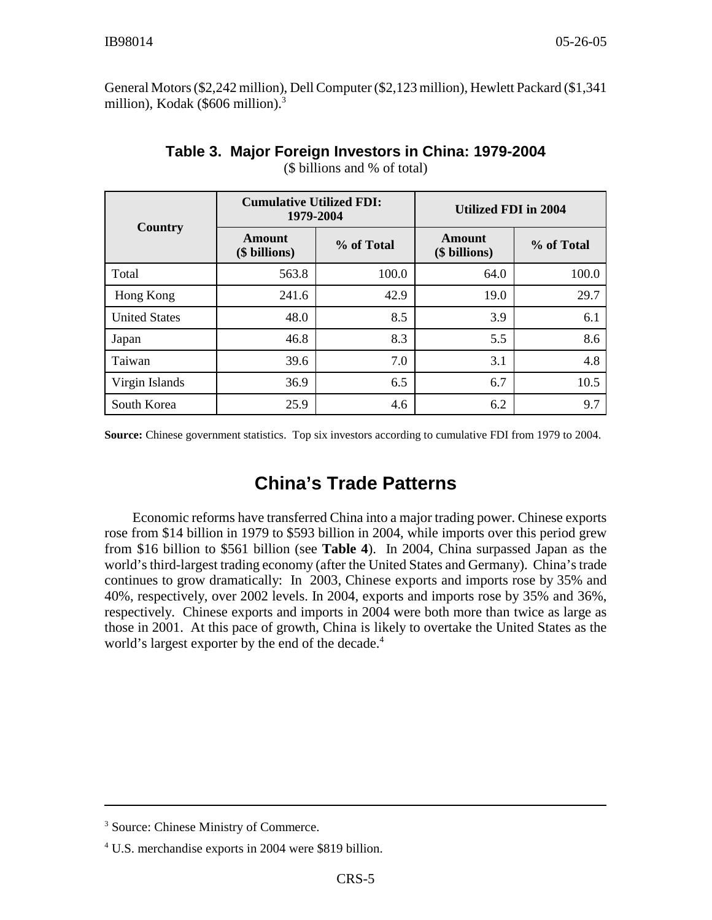General Motors ($2,242 million), Dell Computer ($2,123 million), Hewlett Packard ($1,341 million), Kodak ($606 million).[3]

**Table 3. Major Foreign Investors in China: 1979-2004**

($ billions and % of total)

| Country | Cumulative Utilized FDI: 1979-2004 | | Utilized FDI in 2004 | |
|---|---|---|---|---|
| | Amount ($ billions) | % of Total | Amount ($ billions) | % of Total |
| Total | 563.8 | 100.0 | 64.0 | 100.0 |
| Hong Kong | 241.6 | 42.9 | 19.0 | 29.7 |
| United States | 48.0 | 8.5 | 3.9 | 6.1 |
| Japan | 46.8 | 8.3 | 5.5 | 8.6 |
| Taiwan | 39.6 | 7.0 | 3.1 | 4.8 |
| Virgin Islands | 36.9 | 6.5 | 6.7 | 10.5 |
| South Korea | 25.9 | 4.6 | 6.2 | 9.7 |

**Source:** Chinese government statistics. Top six investors according to cumulative FDI from 1979 to 2004.

## China's Trade Patterns

Economic reforms have transferred China into a major trading power. Chinese exports rose from $14 billion in 1979 to $593 billion in 2004, while imports over this period grew from $16 billion to $561 billion (see **Table 4**). In 2004, China surpassed Japan as the world's third-largest trading economy (after the United States and Germany). China's trade continues to grow dramatically: In 2003, Chinese exports and imports rose by 35% and 40%, respectively, over 2002 levels. In 2004, exports and imports rose by 35% and 36%, respectively. Chinese exports and imports in 2004 were both more than twice as large as those in 2001. At this pace of growth, China is likely to overtake the United States as the world's largest exporter by the end of the decade.[4]

---

[3] Source: Chinese Ministry of Commerce.

[4] U.S. merchandise exports in 2004 were $819 billion.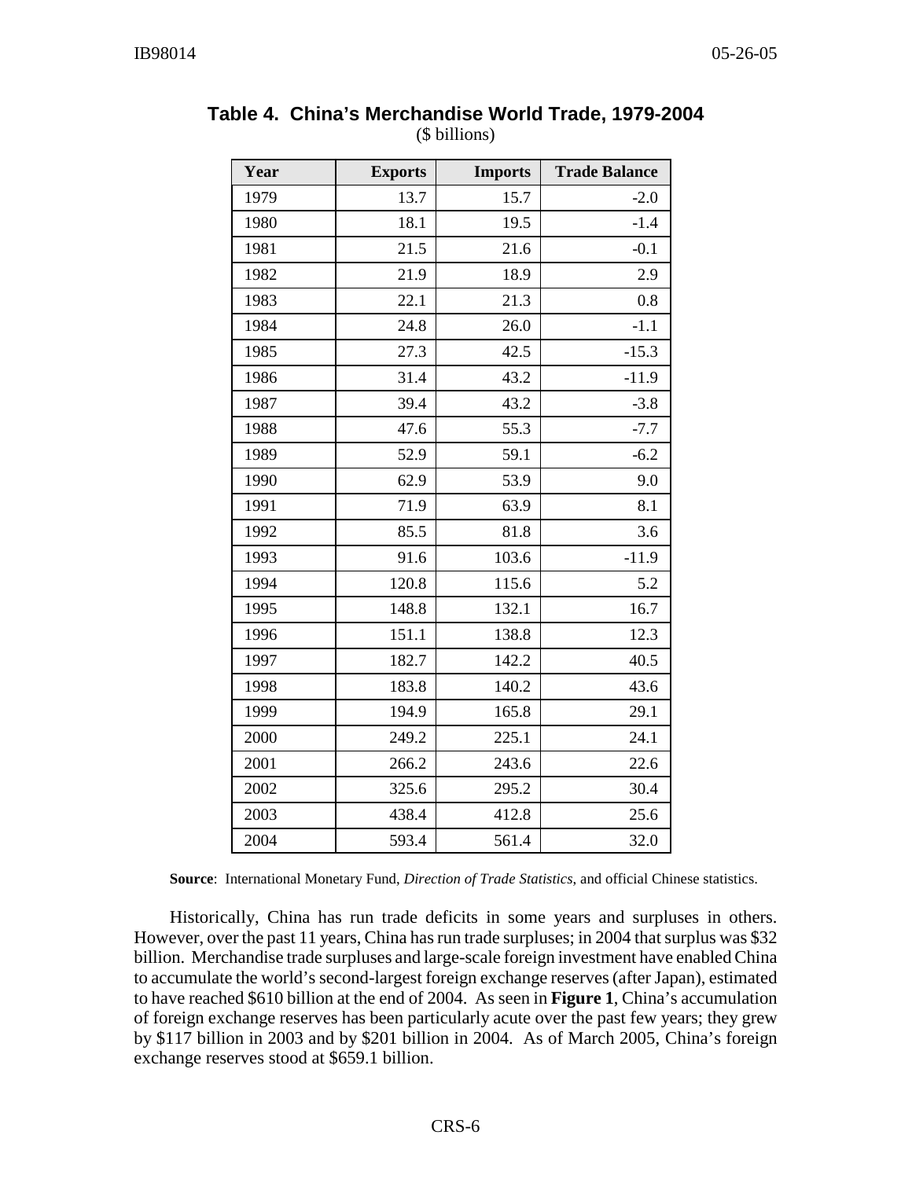**Table 4. China's Merchandise World Trade, 1979-2004**
(\$ billions)

| Year | Exports | Imports | Trade Balance |
|---|---|---|---|
| 1979 | 13.7 | 15.7 | -2.0 |
| 1980 | 18.1 | 19.5 | -1.4 |
| 1981 | 21.5 | 21.6 | -0.1 |
| 1982 | 21.9 | 18.9 | 2.9 |
| 1983 | 22.1 | 21.3 | 0.8 |
| 1984 | 24.8 | 26.0 | -1.1 |
| 1985 | 27.3 | 42.5 | -15.3 |
| 1986 | 31.4 | 43.2 | -11.9 |
| 1987 | 39.4 | 43.2 | -3.8 |
| 1988 | 47.6 | 55.3 | -7.7 |
| 1989 | 52.9 | 59.1 | -6.2 |
| 1990 | 62.9 | 53.9 | 9.0 |
| 1991 | 71.9 | 63.9 | 8.1 |
| 1992 | 85.5 | 81.8 | 3.6 |
| 1993 | 91.6 | 103.6 | -11.9 |
| 1994 | 120.8 | 115.6 | 5.2 |
| 1995 | 148.8 | 132.1 | 16.7 |
| 1996 | 151.1 | 138.8 | 12.3 |
| 1997 | 182.7 | 142.2 | 40.5 |
| 1998 | 183.8 | 140.2 | 43.6 |
| 1999 | 194.9 | 165.8 | 29.1 |
| 2000 | 249.2 | 225.1 | 24.1 |
| 2001 | 266.2 | 243.6 | 22.6 |
| 2002 | 325.6 | 295.2 | 30.4 |
| 2003 | 438.4 | 412.8 | 25.6 |
| 2004 | 593.4 | 561.4 | 32.0 |

**Source**: International Monetary Fund, *Direction of Trade Statistics*, and official Chinese statistics.

Historically, China has run trade deficits in some years and surpluses in others. However, over the past 11 years, China has run trade surpluses; in 2004 that surplus was \$32 billion. Merchandise trade surpluses and large-scale foreign investment have enabled China to accumulate the world's second-largest foreign exchange reserves (after Japan), estimated to have reached \$610 billion at the end of 2004. As seen in **Figure 1**, China's accumulation of foreign exchange reserves has been particularly acute over the past few years; they grew by \$117 billion in 2003 and by \$201 billion in 2004. As of March 2005, China's foreign exchange reserves stood at \$659.1 billion.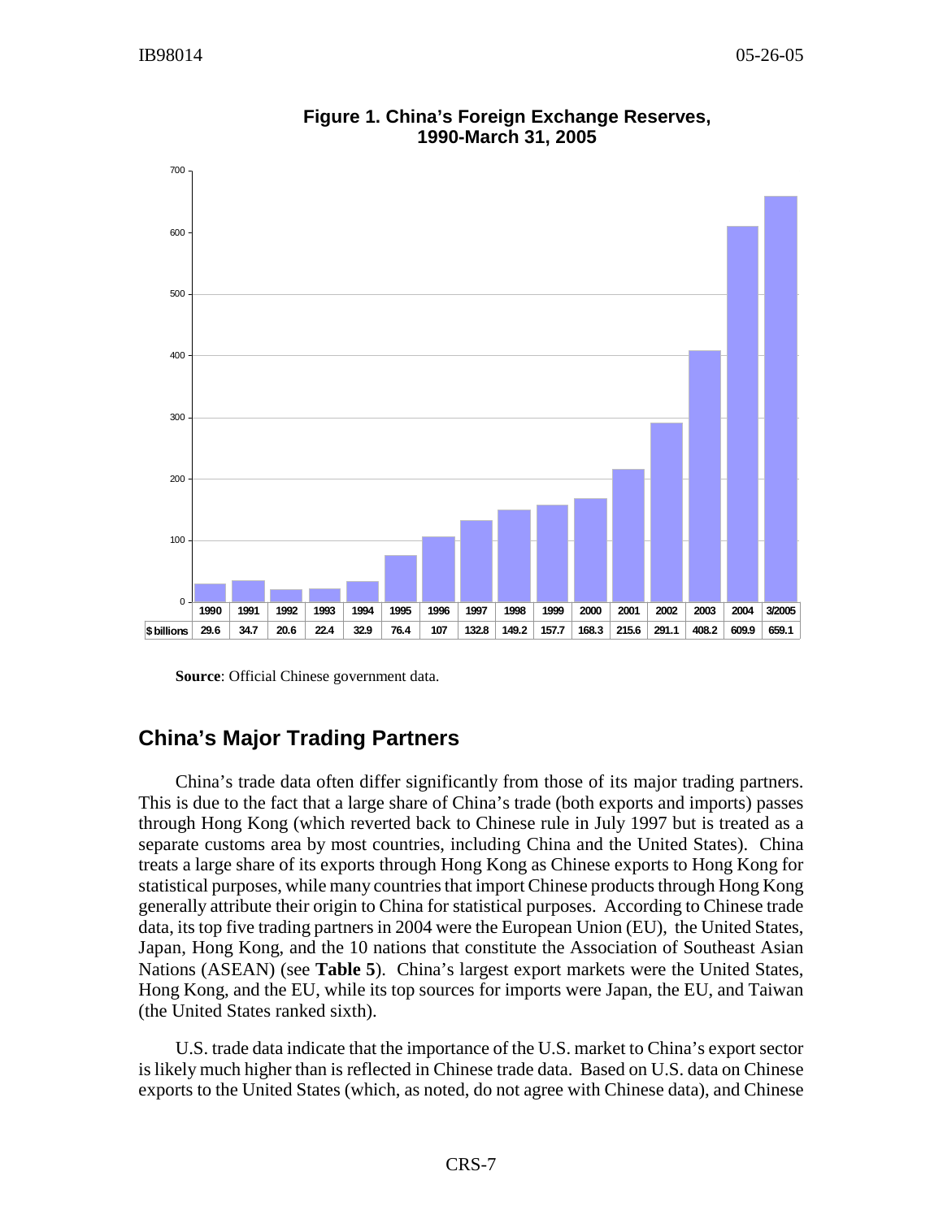**Figure 1. China's Foreign Exchange Reserves, 1990-March 31, 2005**

700
600
500
400
300
200
100
0

1990 1991 1992 1993 1994 1995 1996 1997 1998 1999 2000 2001 2002 2003 2004 3/2005

$ billions 29.6 34.7 20.6 22.4 32.9 76.4 107 132.8 149.2 157.7 168.3 215.6 291.1 408.2 609.9 659.1

**Source**: Official Chinese government data.

## China's Major Trading Partners

China's trade data often differ significantly from those of its major trading partners. This is due to the fact that a large share of China's trade (both exports and imports) passes through Hong Kong (which reverted back to Chinese rule in July 1997 but is treated as a separate customs area by most countries, including China and the United States). China treats a large share of its exports through Hong Kong as Chinese exports to Hong Kong for statistical purposes, while many countries that import Chinese products through Hong Kong generally attribute their origin to China for statistical purposes. According to Chinese trade data, its top five trading partners in 2004 were the European Union (EU), the United States, Japan, Hong Kong, and the 10 nations that constitute the Association of Southeast Asian Nations (ASEAN) (see **Table 5**). China's largest export markets were the United States, Hong Kong, and the EU, while its top sources for imports were Japan, the EU, and Taiwan (the United States ranked sixth).

U.S. trade data indicate that the importance of the U.S. market to China's export sector is likely much higher than is reflected in Chinese trade data. Based on U.S. data on Chinese exports to the United States (which, as noted, do not agree with Chinese data), and Chinese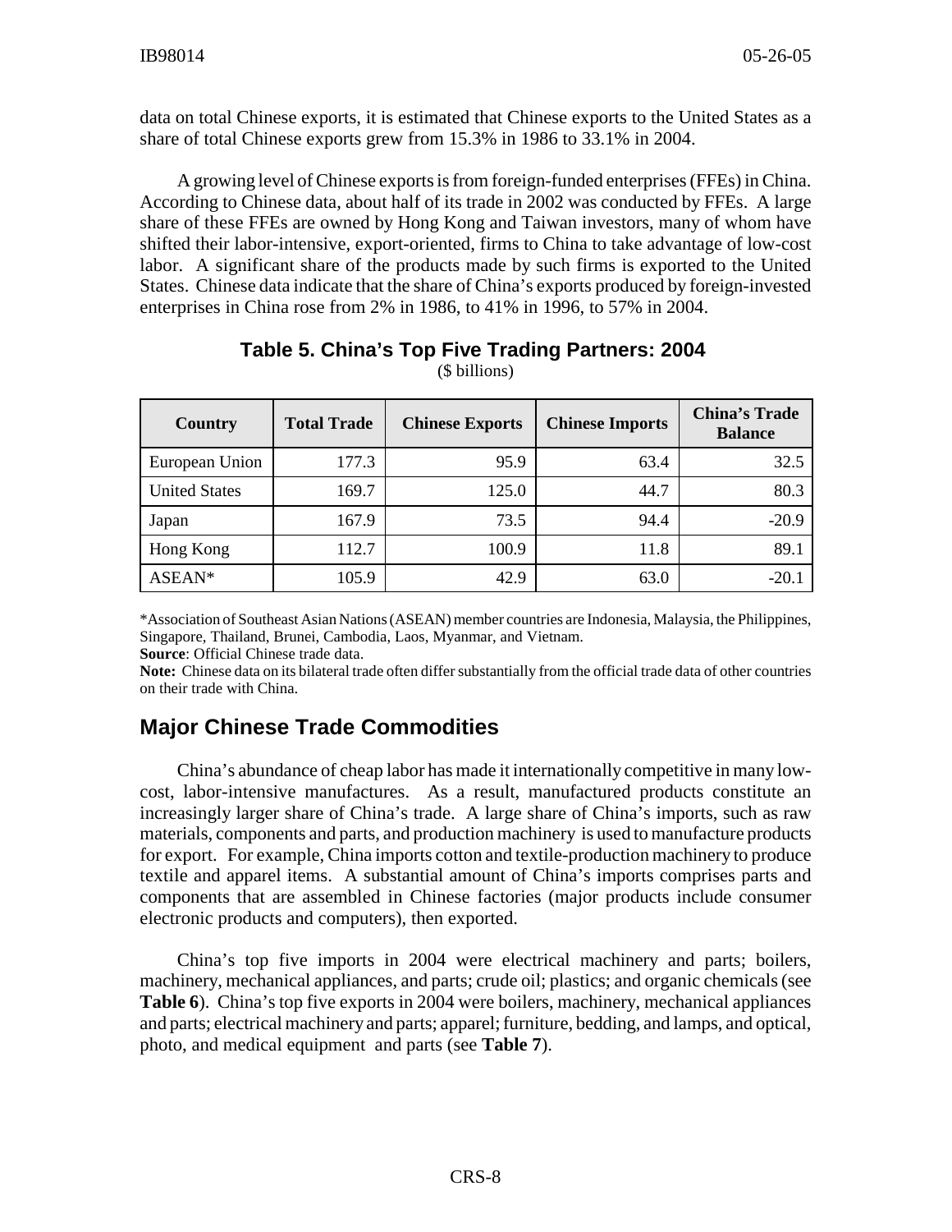data on total Chinese exports, it is estimated that Chinese exports to the United States as a share of total Chinese exports grew from 15.3% in 1986 to 33.1% in 2004.

A growing level of Chinese exports is from foreign-funded enterprises (FFEs) in China. According to Chinese data, about half of its trade in 2002 was conducted by FFEs. A large share of these FFEs are owned by Hong Kong and Taiwan investors, many of whom have shifted their labor-intensive, export-oriented, firms to China to take advantage of low-cost labor. A significant share of the products made by such firms is exported to the United States. Chinese data indicate that the share of China's exports produced by foreign-invested enterprises in China rose from 2% in 1986, to 41% in 1996, to 57% in 2004.

**Table 5. China's Top Five Trading Partners: 2004**

($ billions)

| Country | Total Trade | Chinese Exports | Chinese Imports | China's Trade Balance |
|---|---|---|---|---|
| European Union | 177.3 | 95.9 | 63.4 | 32.5 |
| United States | 169.7 | 125.0 | 44.7 | 80.3 |
| Japan | 167.9 | 73.5 | 94.4 | -20.9 |
| Hong Kong | 112.7 | 100.9 | 11.8 | 89.1 |
| ASEAN* | 105.9 | 42.9 | 63.0 | -20.1 |

*Association of Southeast Asian Nations (ASEAN) member countries are Indonesia, Malaysia, the Philippines, Singapore, Thailand, Brunei, Cambodia, Laos, Myanmar, and Vietnam.

**Source**: Official Chinese trade data.

**Note:** Chinese data on its bilateral trade often differ substantially from the official trade data of other countries on their trade with China.

## Major Chinese Trade Commodities

China's abundance of cheap labor has made it internationally competitive in many low-cost, labor-intensive manufactures. As a result, manufactured products constitute an increasingly larger share of China's trade. A large share of China's imports, such as raw materials, components and parts, and production machinery is used to manufacture products for export. For example, China imports cotton and textile-production machinery to produce textile and apparel items. A substantial amount of China's imports comprises parts and components that are assembled in Chinese factories (major products include consumer electronic products and computers), then exported.

China's top five imports in 2004 were electrical machinery and parts; boilers, machinery, mechanical appliances, and parts; crude oil; plastics; and organic chemicals (see **Table 6**). China's top five exports in 2004 were boilers, machinery, mechanical appliances and parts; electrical machinery and parts; apparel; furniture, bedding, and lamps, and optical, photo, and medical equipment and parts (see **Table 7**).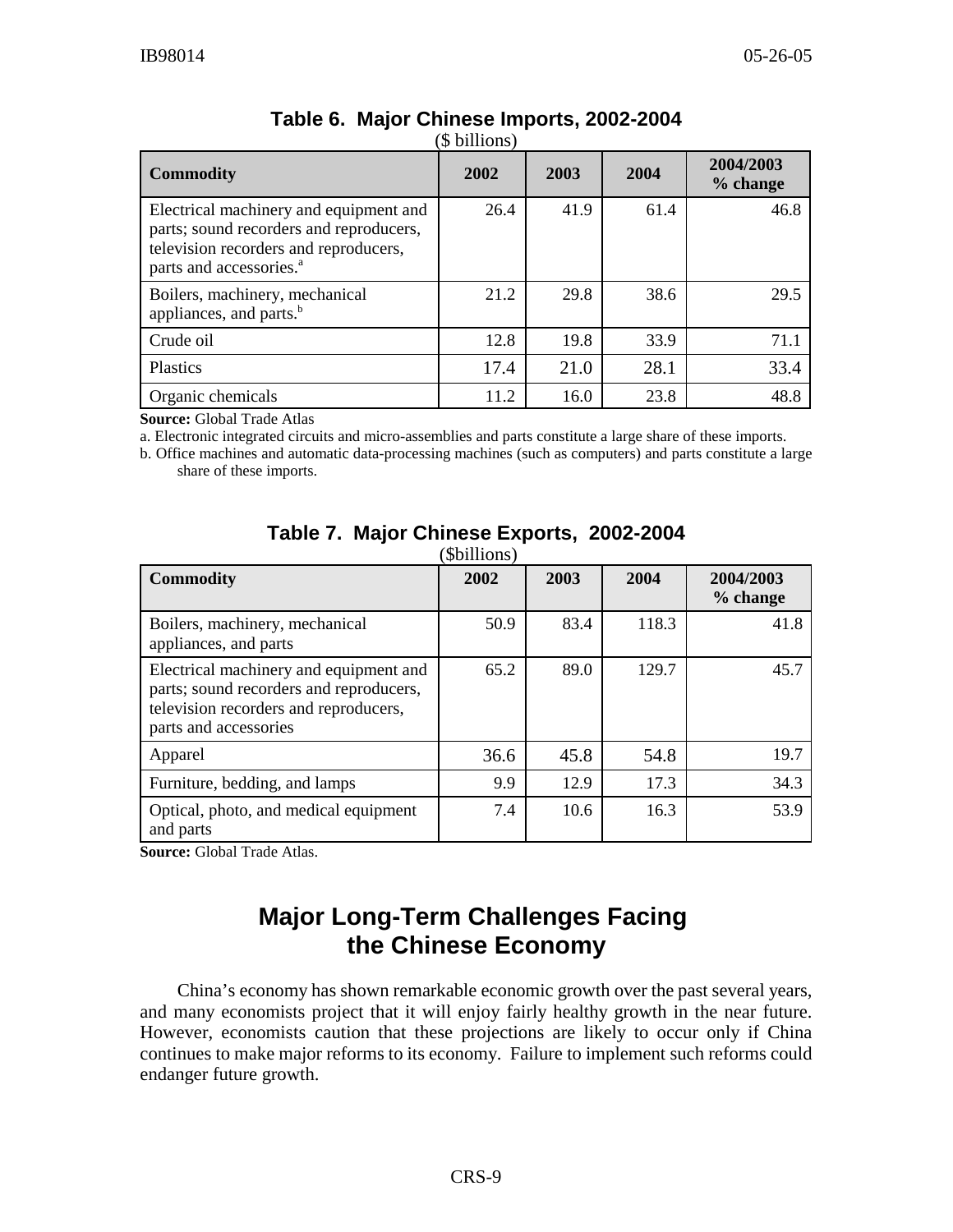**Table 6. Major Chinese Imports, 2002-2004**

($ billions)

| Commodity | 2002 | 2003 | 2004 | 2004/2003 % change |
|---|---|---|---|---|
| Electrical machinery and equipment and parts; sound recorders and reproducers, television recorders and reproducers, parts and accessories.[a] | 26.4 | 41.9 | 61.4 | 46.8 |
| Boilers, machinery, mechanical appliances, and parts.[b] | 21.2 | 29.8 | 38.6 | 29.5 |
| Crude oil | 12.8 | 19.8 | 33.9 | 71.1 |
| Plastics | 17.4 | 21.0 | 28.1 | 33.4 |
| Organic chemicals | 11.2 | 16.0 | 23.8 | 48.8 |

**Source:** Global Trade Atlas

a. Electronic integrated circuits and micro-assemblies and parts constitute a large share of these imports.

b. Office machines and automatic data-processing machines (such as computers) and parts constitute a large share of these imports.

**Table 7. Major Chinese Exports, 2002-2004**

($billions)

| Commodity | 2002 | 2003 | 2004 | 2004/2003 % change |
|---|---|---|---|---|
| Boilers, machinery, mechanical appliances, and parts | 50.9 | 83.4 | 118.3 | 41.8 |
| Electrical machinery and equipment and parts; sound recorders and reproducers, television recorders and reproducers, parts and accessories | 65.2 | 89.0 | 129.7 | 45.7 |
| Apparel | 36.6 | 45.8 | 54.8 | 19.7 |
| Furniture, bedding, and lamps | 9.9 | 12.9 | 17.3 | 34.3 |
| Optical, photo, and medical equipment and parts | 7.4 | 10.6 | 16.3 | 53.9 |

**Source:** Global Trade Atlas.

## Major Long-Term Challenges Facing the Chinese Economy

China's economy has shown remarkable economic growth over the past several years, and many economists project that it will enjoy fairly healthy growth in the near future. However, economists caution that these projections are likely to occur only if China continues to make major reforms to its economy. Failure to implement such reforms could endanger future growth.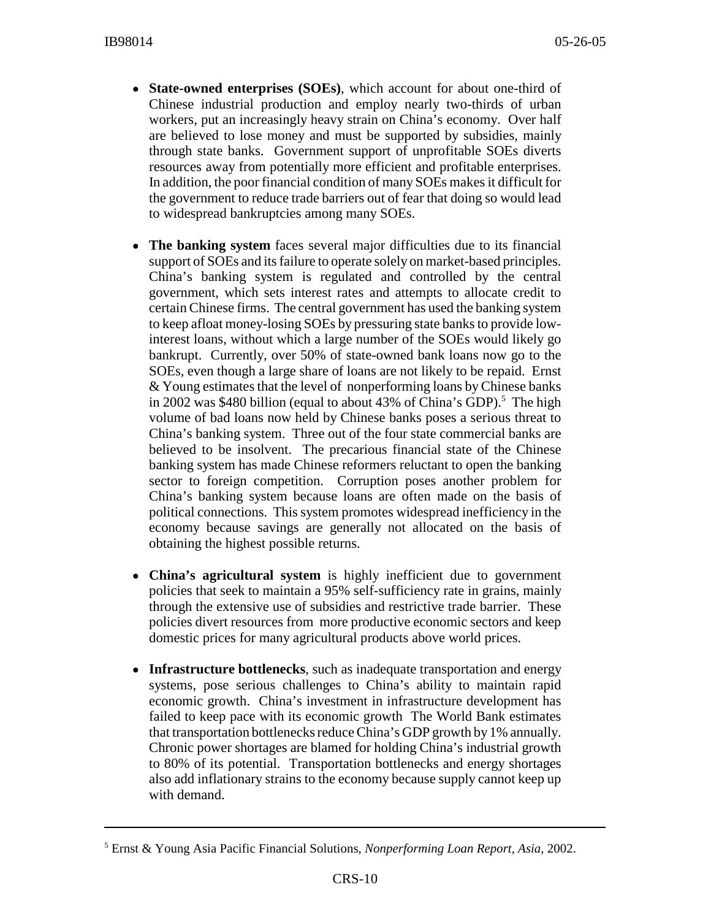- **State-owned enterprises (SOEs)**, which account for about one-third of Chinese industrial production and employ nearly two-thirds of urban workers, put an increasingly heavy strain on China's economy. Over half are believed to lose money and must be supported by subsidies, mainly through state banks. Government support of unprofitable SOEs diverts resources away from potentially more efficient and profitable enterprises. In addition, the poor financial condition of many SOEs makes it difficult for the government to reduce trade barriers out of fear that doing so would lead to widespread bankruptcies among many SOEs.

- **The banking system** faces several major difficulties due to its financial support of SOEs and its failure to operate solely on market-based principles. China's banking system is regulated and controlled by the central government, which sets interest rates and attempts to allocate credit to certain Chinese firms. The central government has used the banking system to keep afloat money-losing SOEs by pressuring state banks to provide low-interest loans, without which a large number of the SOEs would likely go bankrupt. Currently, over 50% of state-owned bank loans now go to the SOEs, even though a large share of loans are not likely to be repaid. Ernst & Young estimates that the level of nonperforming loans by Chinese banks in 2002 was $480 billion (equal to about 43% of China's GDP).[5] The high volume of bad loans now held by Chinese banks poses a serious threat to China's banking system. Three out of the four state commercial banks are believed to be insolvent. The precarious financial state of the Chinese banking system has made Chinese reformers reluctant to open the banking sector to foreign competition. Corruption poses another problem for China's banking system because loans are often made on the basis of political connections. This system promotes widespread inefficiency in the economy because savings are generally not allocated on the basis of obtaining the highest possible returns.

- **China's agricultural system** is highly inefficient due to government policies that seek to maintain a 95% self-sufficiency rate in grains, mainly through the extensive use of subsidies and restrictive trade barrier. These policies divert resources from more productive economic sectors and keep domestic prices for many agricultural products above world prices.

- **Infrastructure bottlenecks**, such as inadequate transportation and energy systems, pose serious challenges to China's ability to maintain rapid economic growth. China's investment in infrastructure development has failed to keep pace with its economic growth The World Bank estimates that transportation bottlenecks reduce China's GDP growth by 1% annually. Chronic power shortages are blamed for holding China's industrial growth to 80% of its potential. Transportation bottlenecks and energy shortages also add inflationary strains to the economy because supply cannot keep up with demand.

---

[5] Ernst & Young Asia Pacific Financial Solutions, *Nonperforming Loan Report, Asia,* 2002.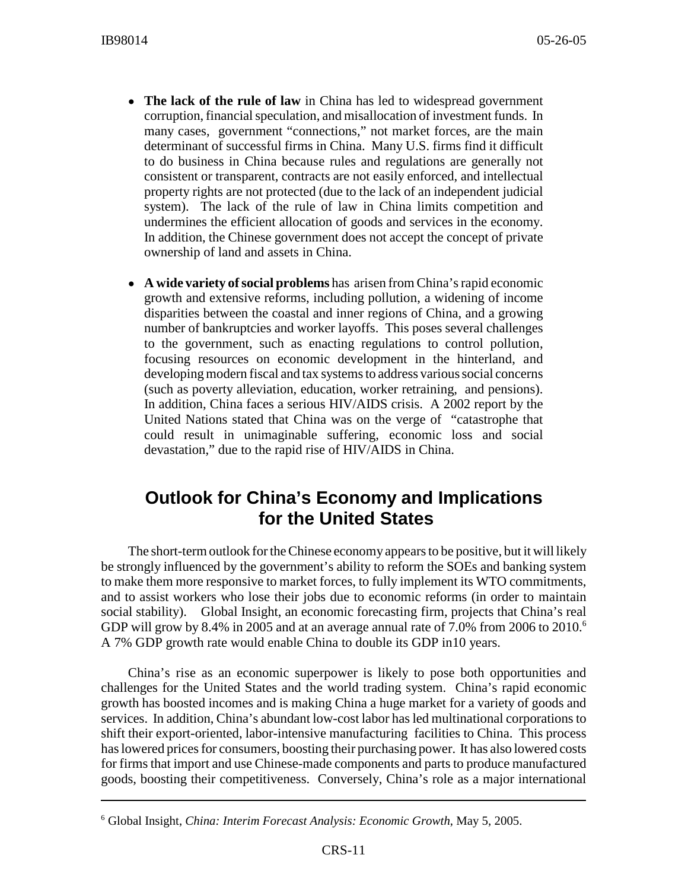- **The lack of the rule of law** in China has led to widespread government corruption, financial speculation, and misallocation of investment funds. In many cases, government "connections," not market forces, are the main determinant of successful firms in China. Many U.S. firms find it difficult to do business in China because rules and regulations are generally not consistent or transparent, contracts are not easily enforced, and intellectual property rights are not protected (due to the lack of an independent judicial system). The lack of the rule of law in China limits competition and undermines the efficient allocation of goods and services in the economy. In addition, the Chinese government does not accept the concept of private ownership of land and assets in China.

- **A wide variety of social problems** has arisen from China's rapid economic growth and extensive reforms, including pollution, a widening of income disparities between the coastal and inner regions of China, and a growing number of bankruptcies and worker layoffs. This poses several challenges to the government, such as enacting regulations to control pollution, focusing resources on economic development in the hinterland, and developing modern fiscal and tax systems to address various social concerns (such as poverty alleviation, education, worker retraining, and pensions). In addition, China faces a serious HIV/AIDS crisis. A 2002 report by the United Nations stated that China was on the verge of "catastrophe that could result in unimaginable suffering, economic loss and social devastation," due to the rapid rise of HIV/AIDS in China.

## Outlook for China's Economy and Implications for the United States

The short-term outlook for the Chinese economy appears to be positive, but it will likely be strongly influenced by the government's ability to reform the SOEs and banking system to make them more responsive to market forces, to fully implement its WTO commitments, and to assist workers who lose their jobs due to economic reforms (in order to maintain social stability). Global Insight, an economic forecasting firm, projects that China's real GDP will grow by 8.4% in 2005 and at an average annual rate of 7.0% from 2006 to 2010.[6] A 7% GDP growth rate would enable China to double its GDP in10 years.

China's rise as an economic superpower is likely to pose both opportunities and challenges for the United States and the world trading system. China's rapid economic growth has boosted incomes and is making China a huge market for a variety of goods and services. In addition, China's abundant low-cost labor has led multinational corporations to shift their export-oriented, labor-intensive manufacturing facilities to China. This process has lowered prices for consumers, boosting their purchasing power. It has also lowered costs for firms that import and use Chinese-made components and parts to produce manufactured goods, boosting their competitiveness. Conversely, China's role as a major international

[6] Global Insight, *China: Interim Forecast Analysis: Economic Growth*, May 5, 2005.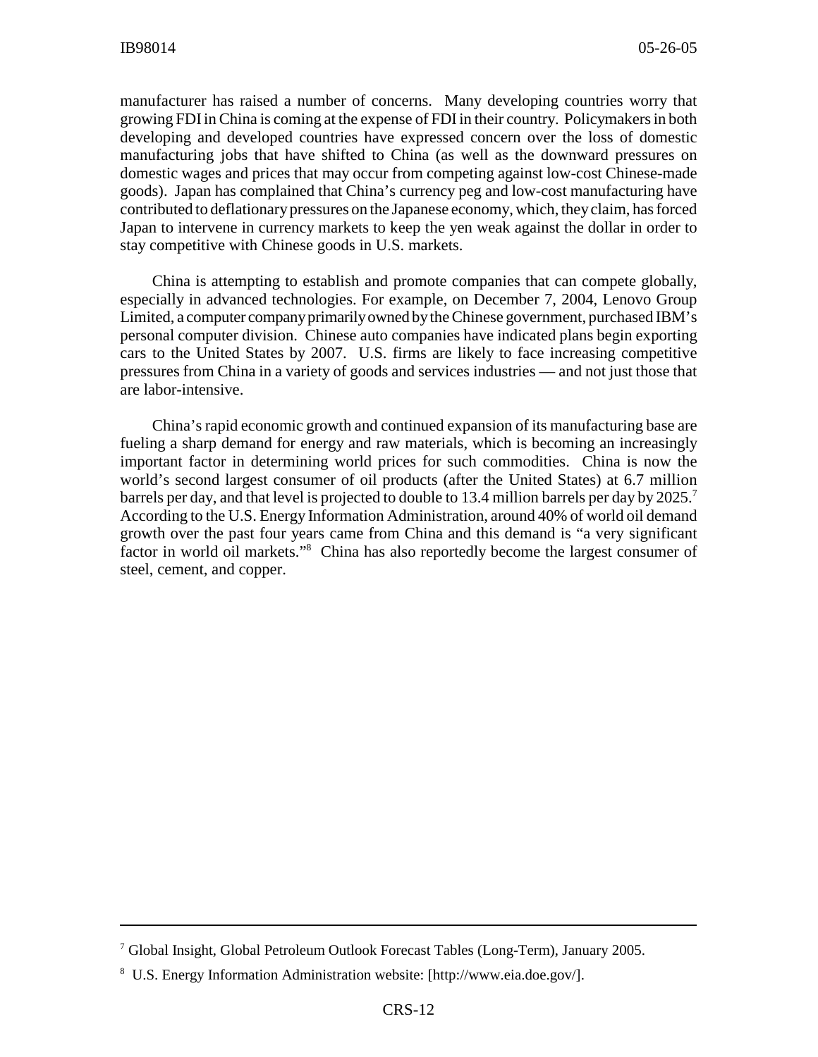manufacturer has raised a number of concerns. Many developing countries worry that growing FDI in China is coming at the expense of FDI in their country. Policymakers in both developing and developed countries have expressed concern over the loss of domestic manufacturing jobs that have shifted to China (as well as the downward pressures on domestic wages and prices that may occur from competing against low-cost Chinese-made goods). Japan has complained that China's currency peg and low-cost manufacturing have contributed to deflationary pressures on the Japanese economy, which, they claim, has forced Japan to intervene in currency markets to keep the yen weak against the dollar in order to stay competitive with Chinese goods in U.S. markets.

China is attempting to establish and promote companies that can compete globally, especially in advanced technologies. For example, on December 7, 2004, Lenovo Group Limited, a computer company primarily owned by the Chinese government, purchased IBM's personal computer division. Chinese auto companies have indicated plans begin exporting cars to the United States by 2007. U.S. firms are likely to face increasing competitive pressures from China in a variety of goods and services industries — and not just those that are labor-intensive.

China's rapid economic growth and continued expansion of its manufacturing base are fueling a sharp demand for energy and raw materials, which is becoming an increasingly important factor in determining world prices for such commodities. China is now the world's second largest consumer of oil products (after the United States) at 6.7 million barrels per day, and that level is projected to double to 13.4 million barrels per day by 2025.[7] According to the U.S. Energy Information Administration, around 40% of world oil demand growth over the past four years came from China and this demand is "a very significant factor in world oil markets."[8] China has also reportedly become the largest consumer of steel, cement, and copper.

---

[7] Global Insight, Global Petroleum Outlook Forecast Tables (Long-Term), January 2005.

[8] U.S. Energy Information Administration website: [http://www.eia.doe.gov/].